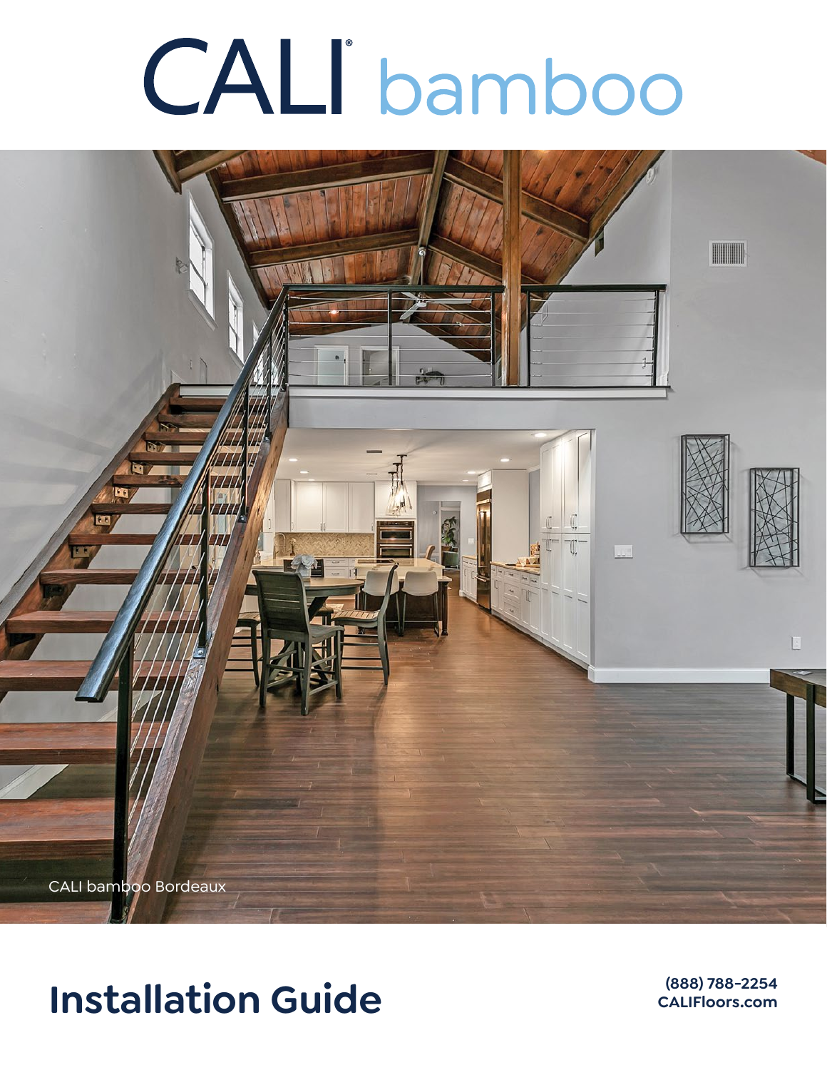# CALI® bamboo

CALI bamboo Bordeaux

## Installation Guide

**(888) 788-2254**
**CALIFloors.com**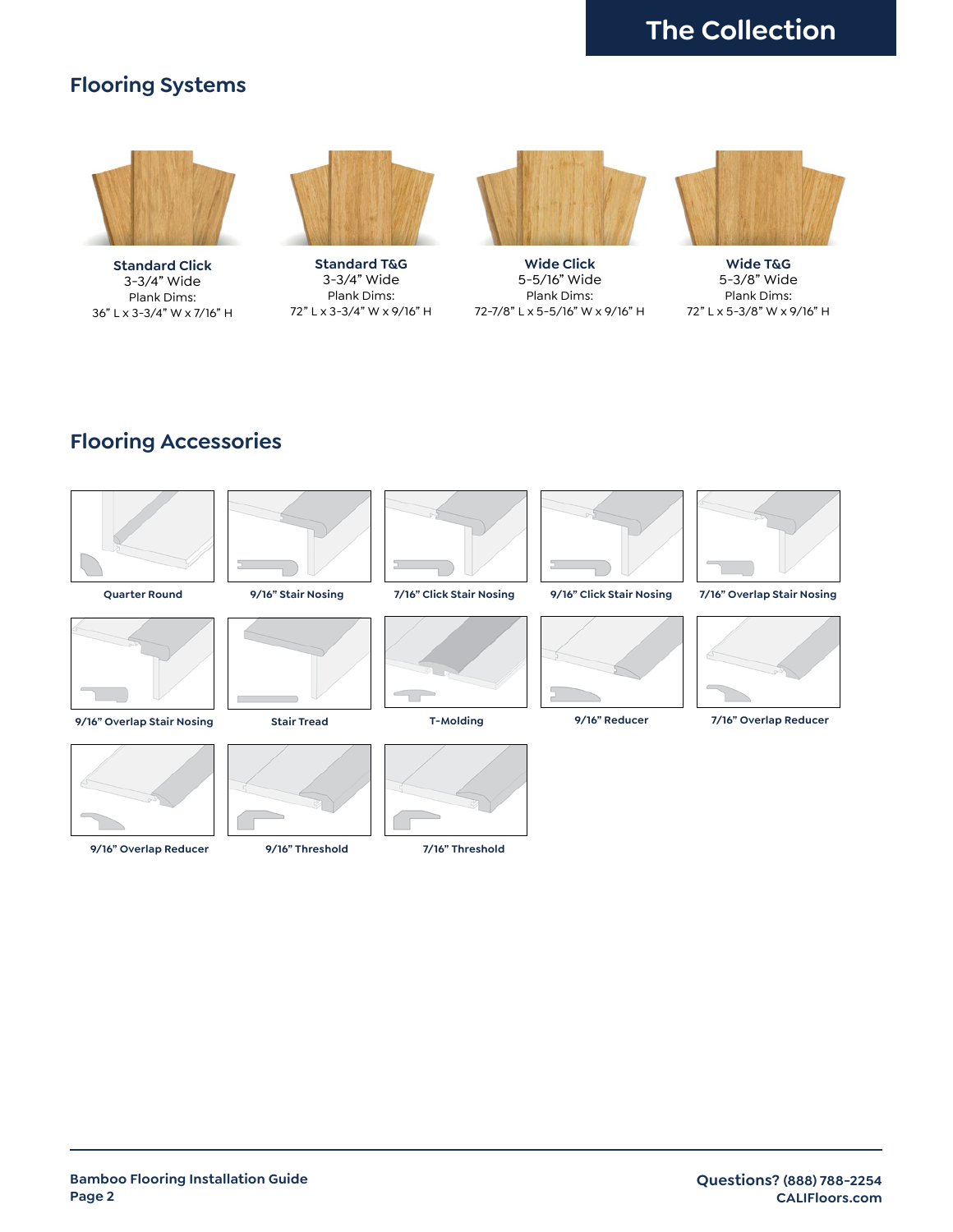# The Collection

## Flooring Systems

**Standard Click**
3-3/4" Wide
Plank Dims:
36" L x 3-3/4" W x 7/16" H

**Standard T&G**
3-3/4" Wide
Plank Dims:
72" L x 3-3/4" W x 9/16" H

**Wide Click**
5-5/16" Wide
Plank Dims:
72-7/8" L x 5-5/16" W x 9/16" H

**Wide T&G**
5-3/8" Wide
Plank Dims:
72" L x 5-3/8" W x 9/16" H

## Flooring Accessories

**Quarter Round**

**9/16" Stair Nosing**

**7/16" Click Stair Nosing**

**9/16" Click Stair Nosing**

**7/16" Overlap Stair Nosing**

**9/16" Overlap Stair Nosing**

**Stair Tread**

**T-Molding**

**9/16" Reducer**

**7/16" Overlap Reducer**

**9/16" Overlap Reducer**

**9/16" Threshold**

**7/16" Threshold**

**Bamboo Flooring Installation Guide**

**Questions?** (888) 788-2254
**CALIFloors.com**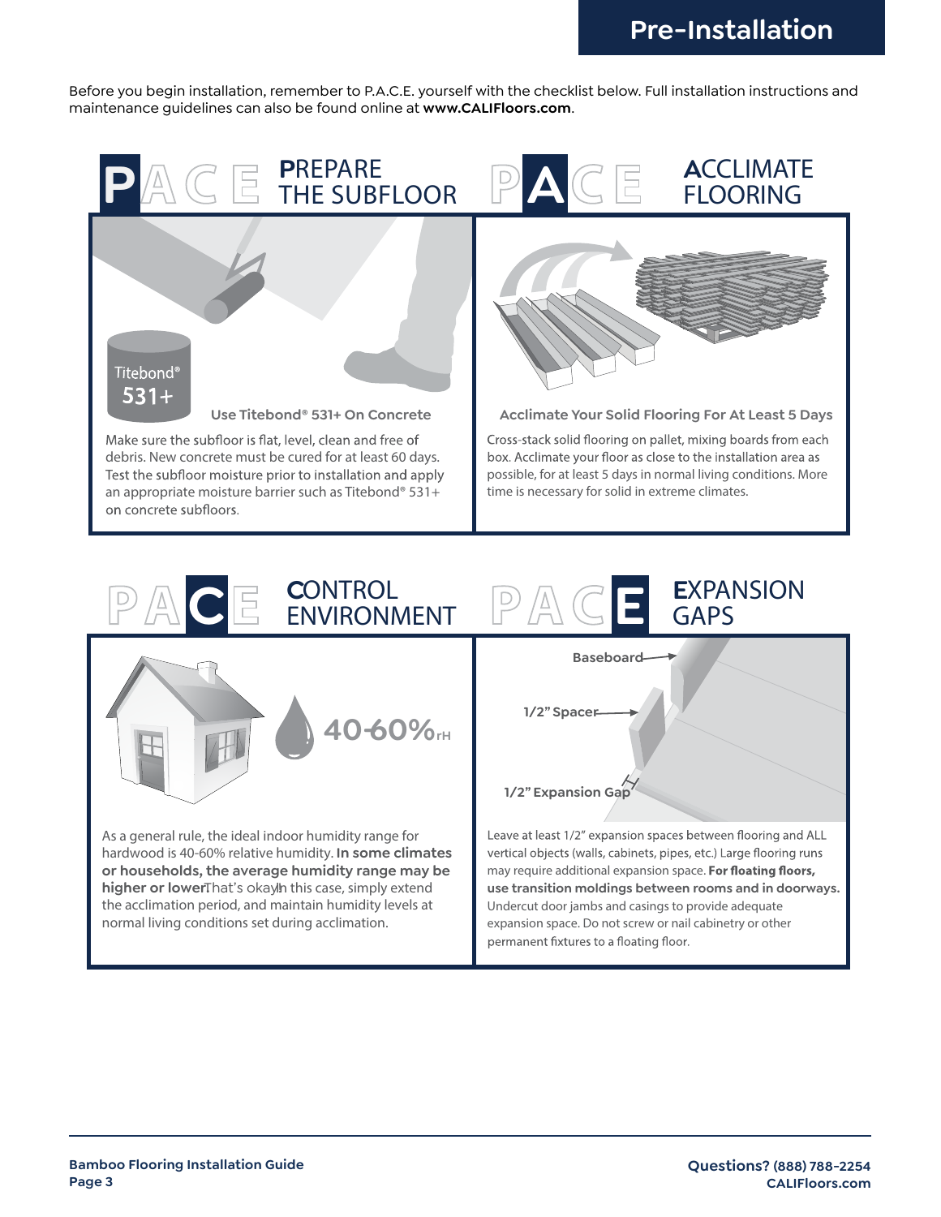# Pre-Installation

Before you begin installation, remember to P.A.C.E. yourself with the checklist below. Full installation instructions and maintenance guidelines can also be found online at **www.CALIFloors.com**.

## PACE — PREPARE THE SUBFLOOR

Titebond® 531+

**Use Titebond® 531+ On Concrete**

Make sure the subfloor is flat, level, clean and free of debris. New concrete must be cured for at least 60 days. Test the subfloor moisture prior to installation and apply an appropriate moisture barrier such as Titebond® 531+ on concrete subfloors.

## PACE — ACCLIMATE FLOORING

**Acclimate Your Solid Flooring For At Least 5 Days**

Cross-stack solid flooring on pallet, mixing boards from each box. Acclimate your floor as close to the installation area as possible, for at least 5 days in normal living conditions. More time is necessary for solid in extreme climates.

## PACE — CONTROL ENVIRONMENT

40-60%rH

As a general rule, the ideal indoor humidity range for hardwood is 40-60% relative humidity. **In some climates or households, the average humidity range may be higher or lower.** That's okay. In this case, simply extend the acclimation period, and maintain humidity levels at normal living conditions set during acclimation.

## PACE — EXPANSION GAPS

Baseboard

1/2" Spacer

1/2" Expansion Gap

Leave at least 1/2" expansion spaces between flooring and ALL vertical objects (walls, cabinets, pipes, etc.) Large flooring runs may require additional expansion space. **For floating floors, use transition moldings between rooms and in doorways.** Undercut door jambs and casings to provide adequate expansion space. Do not screw or nail cabinetry or other permanent fixtures to a floating floor.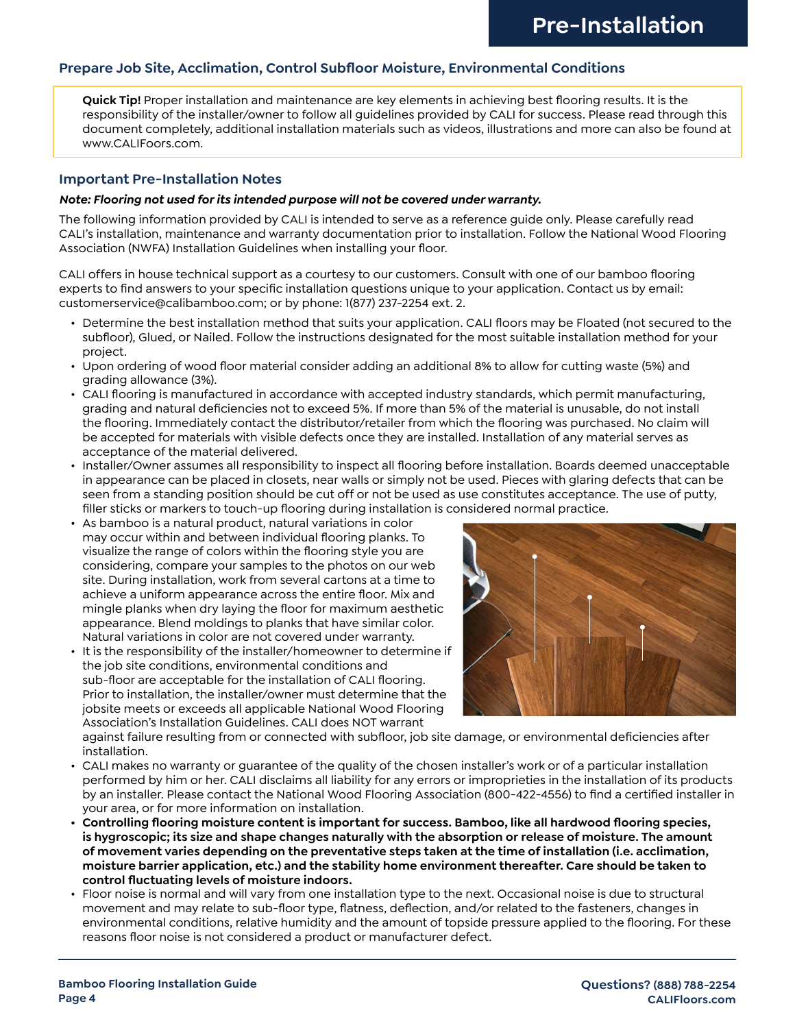# Pre-Installation

## Prepare Job Site, Acclimation, Control Subfloor Moisture, Environmental Conditions

**Quick Tip!** Proper installation and maintenance are key elements in achieving best flooring results. It is the responsibility of the installer/owner to follow all guidelines provided by CALI for success. Please read through this document completely, additional installation materials such as videos, illustrations and more can also be found at www.CALIFoors.com.

### Important Pre-Installation Notes

***Note: Flooring not used for its intended purpose will not be covered under warranty.***

The following information provided by CALI is intended to serve as a reference guide only. Please carefully read CALI's installation, maintenance and warranty documentation prior to installation. Follow the National Wood Flooring Association (NWFA) Installation Guidelines when installing your floor.

CALI offers in house technical support as a courtesy to our customers. Consult with one of our bamboo flooring experts to find answers to your specific installation questions unique to your application. Contact us by email: customerservice@calibamboo.com; or by phone: 1(877) 237-2254 ext. 2.

- Determine the best installation method that suits your application. CALI floors may be Floated (not secured to the subfloor), Glued, or Nailed. Follow the instructions designated for the most suitable installation method for your project.
- Upon ordering of wood floor material consider adding an additional 8% to allow for cutting waste (5%) and grading allowance (3%).
- CALI flooring is manufactured in accordance with accepted industry standards, which permit manufacturing, grading and natural deficiencies not to exceed 5%. If more than 5% of the material is unusable, do not install the flooring. Immediately contact the distributor/retailer from which the flooring was purchased. No claim will be accepted for materials with visible defects once they are installed. Installation of any material serves as acceptance of the material delivered.
- Installer/Owner assumes all responsibility to inspect all flooring before installation. Boards deemed unacceptable in appearance can be placed in closets, near walls or simply not be used. Pieces with glaring defects that can be seen from a standing position should be cut off or not be used as use constitutes acceptance. The use of putty, filler sticks or markers to touch-up flooring during installation is considered normal practice.
- As bamboo is a natural product, natural variations in color may occur within and between individual flooring planks. To visualize the range of colors within the flooring style you are considering, compare your samples to the photos on our web site. During installation, work from several cartons at a time to achieve a uniform appearance across the entire floor. Mix and mingle planks when dry laying the floor for maximum aesthetic appearance. Blend moldings to planks that have similar color. Natural variations in color are not covered under warranty.
- It is the responsibility of the installer/homeowner to determine if the job site conditions, environmental conditions and sub-floor are acceptable for the installation of CALI flooring. Prior to installation, the installer/owner must determine that the jobsite meets or exceeds all applicable National Wood Flooring Association's Installation Guidelines. CALI does NOT warrant against failure resulting from or connected with subfloor, job site damage, or environmental deficiencies after installation.
- CALI makes no warranty or guarantee of the quality of the chosen installer's work or of a particular installation performed by him or her. CALI disclaims all liability for any errors or improprieties in the installation of its products by an installer. Please contact the National Wood Flooring Association (800-422-4556) to find a certified installer in your area, or for more information on installation.
- **Controlling flooring moisture content is important for success. Bamboo, like all hardwood flooring species, is hygroscopic; its size and shape changes naturally with the absorption or release of moisture. The amount of movement varies depending on the preventative steps taken at the time of installation (i.e. acclimation, moisture barrier application, etc.) and the stability home environment thereafter. Care should be taken to control fluctuating levels of moisture indoors.**
- Floor noise is normal and will vary from one installation type to the next. Occasional noise is due to structural movement and may relate to sub-floor type, flatness, deflection, and/or related to the fasteners, changes in environmental conditions, relative humidity and the amount of topside pressure applied to the flooring. For these reasons floor noise is not considered a product or manufacturer defect.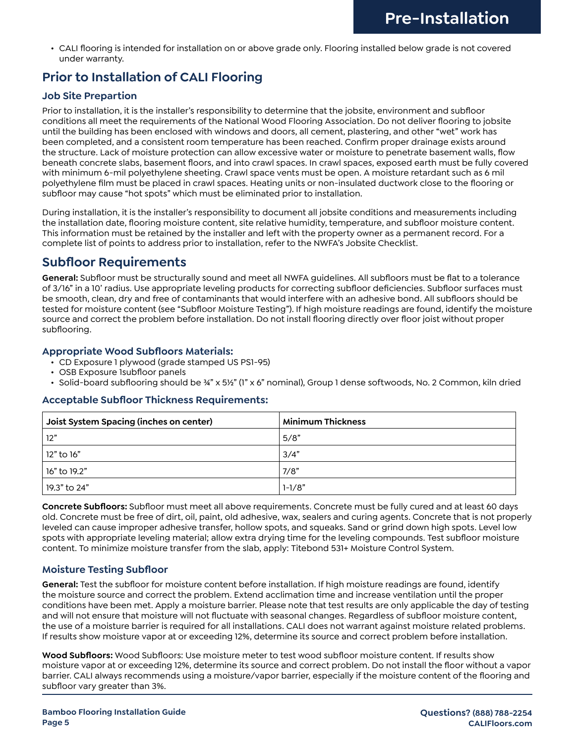- CALI flooring is intended for installation on or above grade only. Flooring installed below grade is not covered under warranty.

## Prior to Installation of CALI Flooring

### Job Site Prepartion

Prior to installation, it is the installer's responsibility to determine that the jobsite, environment and subfloor conditions all meet the requirements of the National Wood Flooring Association. Do not deliver flooring to jobsite until the building has been enclosed with windows and doors, all cement, plastering, and other "wet" work has been completed, and a consistent room temperature has been reached. Confirm proper drainage exists around the structure. Lack of moisture protection can allow excessive water or moisture to penetrate basement walls, flow beneath concrete slabs, basement floors, and into crawl spaces. In crawl spaces, exposed earth must be fully covered with minimum 6-mil polyethylene sheeting. Crawl space vents must be open. A moisture retardant such as 6 mil polyethylene film must be placed in crawl spaces. Heating units or non-insulated ductwork close to the flooring or subfloor may cause "hot spots" which must be eliminated prior to installation.

During installation, it is the installer's responsibility to document all jobsite conditions and measurements including the installation date, flooring moisture content, site relative humidity, temperature, and subfloor moisture content. This information must be retained by the installer and left with the property owner as a permanent record. For a complete list of points to address prior to installation, refer to the NWFA's Jobsite Checklist.

## Subfloor Requirements

**General:** Subfloor must be structurally sound and meet all NWFA guidelines. All subfloors must be flat to a tolerance of 3/16" in a 10' radius. Use appropriate leveling products for correcting subfloor deficiencies. Subfloor surfaces must be smooth, clean, dry and free of contaminants that would interfere with an adhesive bond. All subfloors should be tested for moisture content (see "Subfloor Moisture Testing"). If high moisture readings are found, identify the moisture source and correct the problem before installation. Do not install flooring directly over floor joist without proper subflooring.

### Appropriate Wood Subfloors Materials:

- CD Exposure 1 plywood (grade stamped US PS1-95)
- OSB Exposure 1subfloor panels
- Solid-board subflooring should be ¾" x 5½" (1" x 6" nominal), Group 1 dense softwoods, No. 2 Common, kiln dried

### Acceptable Subfloor Thickness Requirements:

| Joist System Spacing (inches on center) | Minimum Thickness |
|---|---|
| 12" | 5/8" |
| 12" to 16" | 3/4" |
| 16" to 19.2" | 7/8" |
| 19.3" to 24" | 1-1/8" |

**Concrete Subfloors:** Subfloor must meet all above requirements. Concrete must be fully cured and at least 60 days old. Concrete must be free of dirt, oil, paint, old adhesive, wax, sealers and curing agents. Concrete that is not properly leveled can cause improper adhesive transfer, hollow spots, and squeaks. Sand or grind down high spots. Level low spots with appropriate leveling material; allow extra drying time for the leveling compounds. Test subfloor moisture content. To minimize moisture transfer from the slab, apply: Titebond 531+ Moisture Control System.

### Moisture Testing Subfloor

**General:** Test the subfloor for moisture content before installation. If high moisture readings are found, identify the moisture source and correct the problem. Extend acclimation time and increase ventilation until the proper conditions have been met. Apply a moisture barrier. Please note that test results are only applicable the day of testing and will not ensure that moisture will not fluctuate with seasonal changes. Regardless of subfloor moisture content, the use of a moisture barrier is required for all installations. CALI does not warrant against moisture related problems. If results show moisture vapor at or exceeding 12%, determine its source and correct problem before installation.

**Wood Subfloors:** Wood Subfloors: Use moisture meter to test wood subfloor moisture content. If results show moisture vapor at or exceeding 12%, determine its source and correct problem. Do not install the floor without a vapor barrier. CALI always recommends using a moisture/vapor barrier, especially if the moisture content of the flooring and subfloor vary greater than 3%.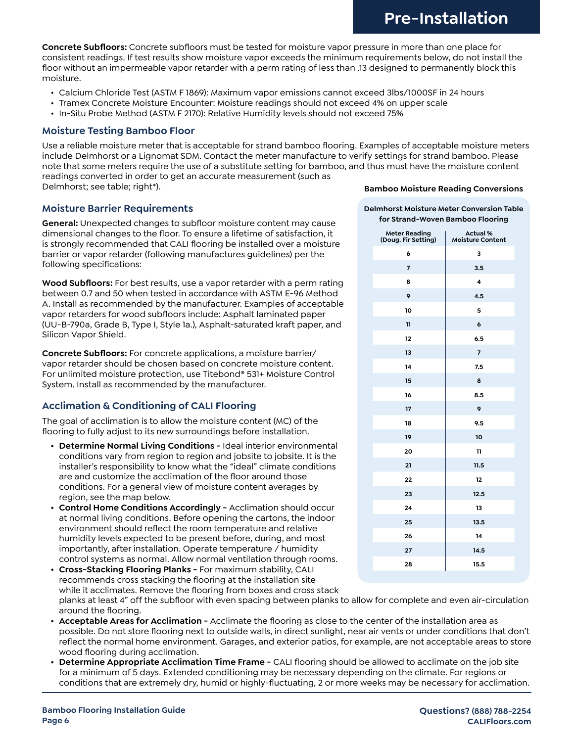# Pre-Installation

**Concrete Subfloors:** Concrete subfloors must be tested for moisture vapor pressure in more than one place for consistent readings. If test results show moisture vapor exceeds the minimum requirements below, do not install the floor without an impermeable vapor retarder with a perm rating of less than .13 designed to permanently block this moisture.

- Calcium Chloride Test (ASTM F 1869): Maximum vapor emissions cannot exceed 3lbs/1000SF in 24 hours
- Tramex Concrete Moisture Encounter: Moisture readings should not exceed 4% on upper scale
- In-Situ Probe Method (ASTM F 2170): Relative Humidity levels should not exceed 75%

## Moisture Testing Bamboo Floor

Use a reliable moisture meter that is acceptable for strand bamboo flooring. Examples of acceptable moisture meters include Delmhorst or a Lignomat SDM. Contact the meter manufacture to verify settings for strand bamboo. Please note that some meters require the use of a substitute setting for bamboo, and thus must have the moisture content readings converted in order to get an accurate measurement (such as Delmhorst; see table; right*).

**Bamboo Moisture Reading Conversions**

**Delmhorst Moisture Meter Conversion Table for Strand-Woven Bamboo Flooring**

| Meter Reading (Doug. Fir Setting) | Actual % Moisture Content |
|---|---|
| 6 | 3 |
| 7 | 3.5 |
| 8 | 4 |
| 9 | 4.5 |
| 10 | 5 |
| 11 | 6 |
| 12 | 6.5 |
| 13 | 7 |
| 14 | 7.5 |
| 15 | 8 |
| 16 | 8.5 |
| 17 | 9 |
| 18 | 9.5 |
| 19 | 10 |
| 20 | 11 |
| 21 | 11.5 |
| 22 | 12 |
| 23 | 12.5 |
| 24 | 13 |
| 25 | 13.5 |
| 26 | 14 |
| 27 | 14.5 |
| 28 | 15.5 |

## Moisture Barrier Requirements

**General:** Unexpected changes to subfloor moisture content may cause dimensional changes to the floor. To ensure a lifetime of satisfaction, it is strongly recommended that CALI flooring be installed over a moisture barrier or vapor retarder (following manufactures guidelines) per the following specifications:

**Wood Subfloors:** For best results, use a vapor retarder with a perm rating between 0.7 and 50 when tested in accordance with ASTM E-96 Method A. Install as recommended by the manufacturer. Examples of acceptable vapor retarders for wood subfloors include: Asphalt laminated paper (UU-B-790a, Grade B, Type I, Style 1a.), Asphalt-saturated kraft paper, and Silicon Vapor Shield.

**Concrete Subfloors:** For concrete applications, a moisture barrier/vapor retarder should be chosen based on concrete moisture content. For unlimited moisture protection, use Titebond® 531+ Moisture Control System. Install as recommended by the manufacturer.

## Acclimation & Conditioning of CALI Flooring

The goal of acclimation is to allow the moisture content (MC) of the flooring to fully adjust to its new surroundings before installation.

- **Determine Normal Living Conditions -** Ideal interior environmental conditions vary from region to region and jobsite to jobsite. It is the installer's responsibility to know what the "ideal" climate conditions are and customize the acclimation of the floor around those conditions. For a general view of moisture content averages by region, see the map below.
- **Control Home Conditions Accordingly -** Acclimation should occur at normal living conditions. Before opening the cartons, the indoor environment should reflect the room temperature and relative humidity levels expected to be present before, during, and most importantly, after installation. Operate temperature / humidity control systems as normal. Allow normal ventilation through rooms.
- **Cross-Stacking Flooring Planks -** For maximum stability, CALI recommends cross stacking the flooring at the installation site while it acclimates. Remove the flooring from boxes and cross stack planks at least 4" off the subfloor with even spacing between planks to allow for complete and even air-circulation around the flooring.
- **Acceptable Areas for Acclimation -** Acclimate the flooring as close to the center of the installation area as possible. Do not store flooring next to outside walls, in direct sunlight, near air vents or under conditions that don't reflect the normal home environment. Garages, and exterior patios, for example, are not acceptable areas to store wood flooring during acclimation.
- **Determine Appropriate Acclimation Time Frame -** CALI flooring should be allowed to acclimate on the job site for a minimum of 5 days. Extended conditioning may be necessary depending on the climate. For regions or conditions that are extremely dry, humid or highly-fluctuating, 2 or more weeks may be necessary for acclimation.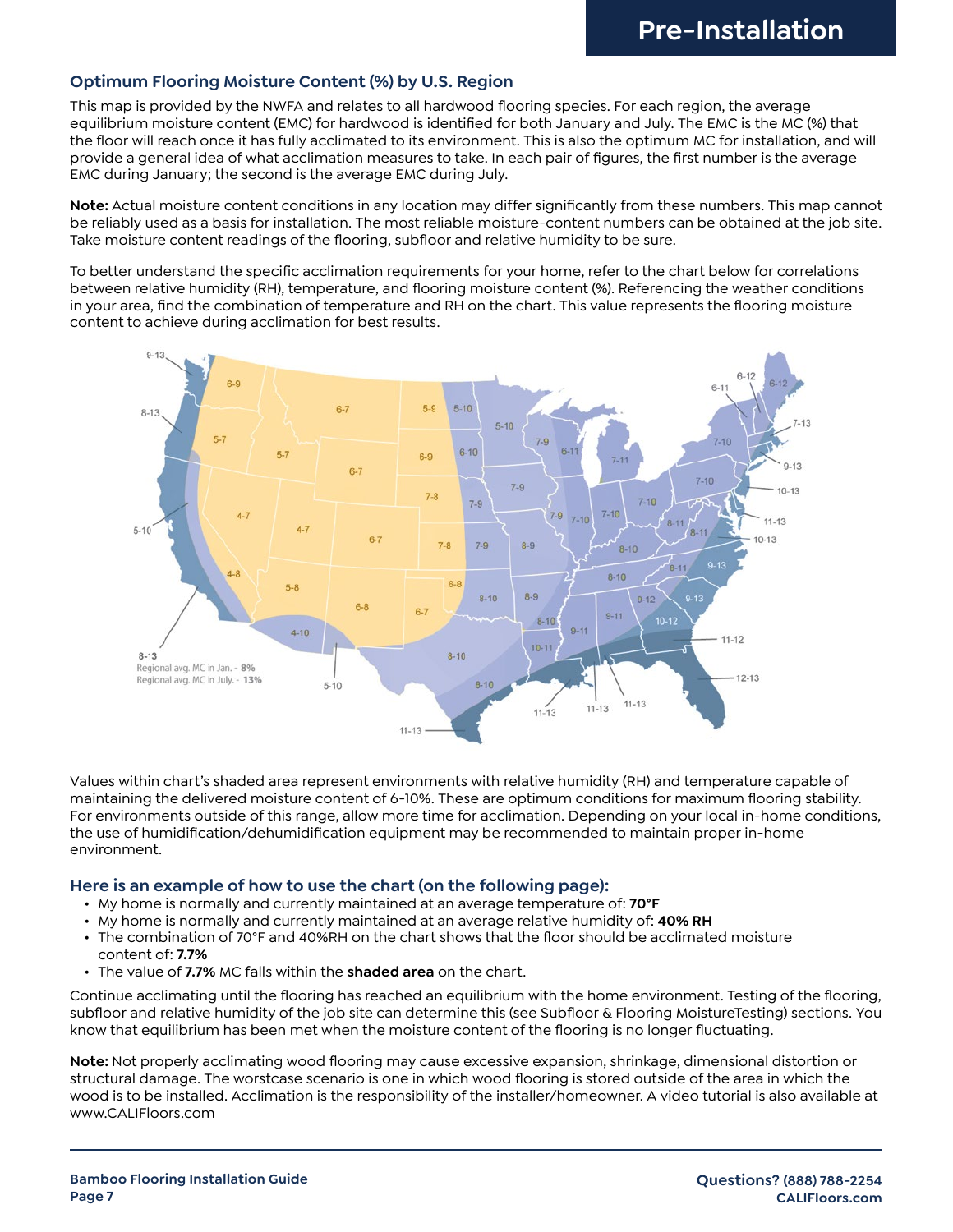## Pre-Installation

### Optimum Flooring Moisture Content (%) by U.S. Region

This map is provided by the NWFA and relates to all hardwood flooring species. For each region, the average equilibrium moisture content (EMC) for hardwood is identified for both January and July. The EMC is the MC (%) that the floor will reach once it has fully acclimated to its environment. This is also the optimum MC for installation, and will provide a general idea of what acclimation measures to take. In each pair of figures, the first number is the average EMC during January; the second is the average EMC during July.

**Note:** Actual moisture content conditions in any location may differ significantly from these numbers. This map cannot be reliably used as a basis for installation. The most reliable moisture-content numbers can be obtained at the job site. Take moisture content readings of the flooring, subfloor and relative humidity to be sure.

To better understand the specific acclimation requirements for your home, refer to the chart below for correlations between relative humidity (RH), temperature, and flooring moisture content (%). Referencing the weather conditions in your area, find the combination of temperature and RH on the chart. This value represents the flooring moisture content to achieve during acclimation for best results.

8-13
Regional avg. MC in Jan. - 8%
Regional avg. MC in July. - 13%

Values within chart's shaded area represent environments with relative humidity (RH) and temperature capable of maintaining the delivered moisture content of 6-10%. These are optimum conditions for maximum flooring stability. For environments outside of this range, allow more time for acclimation. Depending on your local in-home conditions, the use of humidification/dehumidification equipment may be recommended to maintain proper in-home environment.

### Here is an example of how to use the chart (on the following page):

- My home is normally and currently maintained at an average temperature of: **70°F**
- My home is normally and currently maintained at an average relative humidity of: **40% RH**
- The combination of 70°F and 40%RH on the chart shows that the floor should be acclimated moisture content of: **7.7%**
- The value of **7.7%** MC falls within the **shaded area** on the chart.

Continue acclimating until the flooring has reached an equilibrium with the home environment. Testing of the flooring, subfloor and relative humidity of the job site can determine this (see Subfloor & Flooring MoistureTesting) sections. You know that equilibrium has been met when the moisture content of the flooring is no longer fluctuating.

**Note:** Not properly acclimating wood flooring may cause excessive expansion, shrinkage, dimensional distortion or structural damage. The worstcase scenario is one in which wood flooring is stored outside of the area in which the wood is to be installed. Acclimation is the responsibility of the installer/homeowner. A video tutorial is also available at www.CALIFloors.com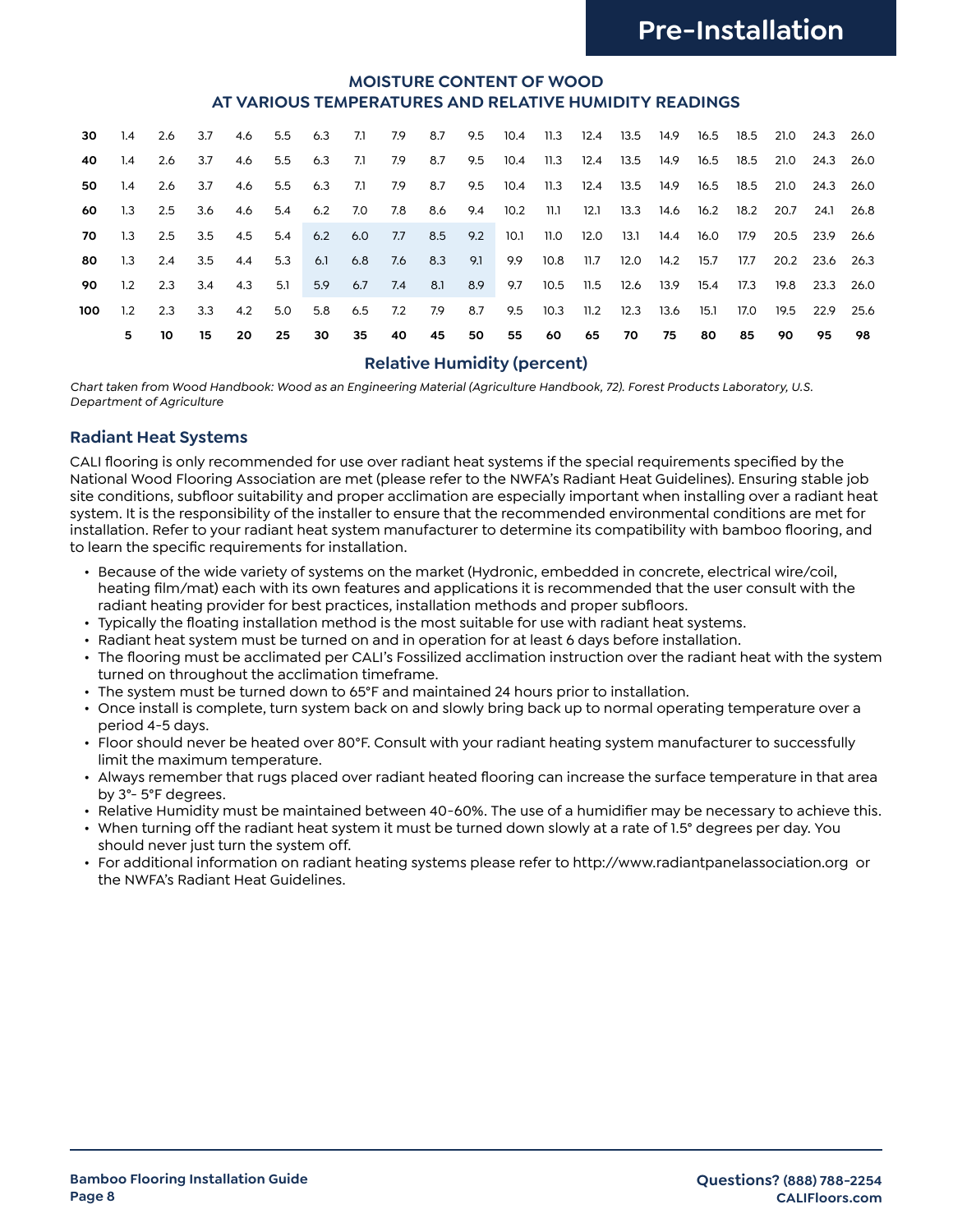### MOISTURE CONTENT OF WOOD AT VARIOUS TEMPERATURES AND RELATIVE HUMIDITY READINGS

| | | | | | | | | | | | | | | | | | | | | |
|---|---|---|---|---|---|---|---|---|---|---|---|---|---|---|---|---|---|---|---|---|
| **30** | 1.4 | 2.6 | 3.7 | 4.6 | 5.5 | 6.3 | 7.1 | 7.9 | 8.7 | 9.5 | 10.4 | 11.3 | 12.4 | 13.5 | 14.9 | 16.5 | 18.5 | 21.0 | 24.3 | 26.0 |
| **40** | 1.4 | 2.6 | 3.7 | 4.6 | 5.5 | 6.3 | 7.1 | 7.9 | 8.7 | 9.5 | 10.4 | 11.3 | 12.4 | 13.5 | 14.9 | 16.5 | 18.5 | 21.0 | 24.3 | 26.0 |
| **50** | 1.4 | 2.6 | 3.7 | 4.6 | 5.5 | 6.3 | 7.1 | 7.9 | 8.7 | 9.5 | 10.4 | 11.3 | 12.4 | 13.5 | 14.9 | 16.5 | 18.5 | 21.0 | 24.3 | 26.0 |
| **60** | 1.3 | 2.5 | 3.6 | 4.6 | 5.4 | 6.2 | 7.0 | 7.8 | 8.6 | 9.4 | 10.2 | 11.1 | 12.1 | 13.3 | 14.6 | 16.2 | 18.2 | 20.7 | 24.1 | 26.8 |
| **70** | 1.3 | 2.5 | 3.5 | 4.5 | 5.4 | 6.2 | 6.0 | 7.7 | 8.5 | 9.2 | 10.1 | 11.0 | 12.0 | 13.1 | 14.4 | 16.0 | 17.9 | 20.5 | 23.9 | 26.6 |
| **80** | 1.3 | 2.4 | 3.5 | 4.4 | 5.3 | 6.1 | 6.8 | 7.6 | 8.3 | 9.1 | 9.9 | 10.8 | 11.7 | 12.0 | 14.2 | 15.7 | 17.7 | 20.2 | 23.6 | 26.3 |
| **90** | 1.2 | 2.3 | 3.4 | 4.3 | 5.1 | 5.9 | 6.7 | 7.4 | 8.1 | 8.9 | 9.7 | 10.5 | 11.5 | 12.6 | 13.9 | 15.4 | 17.3 | 19.8 | 23.3 | 26.0 |
| **100** | 1.2 | 2.3 | 3.3 | 4.2 | 5.0 | 5.8 | 6.5 | 7.2 | 7.9 | 8.7 | 9.5 | 10.3 | 11.2 | 12.3 | 13.6 | 15.1 | 17.0 | 19.5 | 22.9 | 25.6 |
| | **5** | **10** | **15** | **20** | **25** | **30** | **35** | **40** | **45** | **50** | **55** | **60** | **65** | **70** | **75** | **80** | **85** | **90** | **95** | **98** |

**Relative Humidity (percent)**

*Chart taken from Wood Handbook: Wood as an Engineering Material (Agriculture Handbook, 72). Forest Products Laboratory, U.S. Department of Agriculture*

### Radiant Heat Systems

CALI flooring is only recommended for use over radiant heat systems if the special requirements specified by the National Wood Flooring Association are met (please refer to the NWFA's Radiant Heat Guidelines). Ensuring stable job site conditions, subfloor suitability and proper acclimation are especially important when installing over a radiant heat system. It is the responsibility of the installer to ensure that the recommended environmental conditions are met for installation. Refer to your radiant heat system manufacturer to determine its compatibility with bamboo flooring, and to learn the specific requirements for installation.

- Because of the wide variety of systems on the market (Hydronic, embedded in concrete, electrical wire/coil, heating film/mat) each with its own features and applications it is recommended that the user consult with the radiant heating provider for best practices, installation methods and proper subfloors.
- Typically the floating installation method is the most suitable for use with radiant heat systems.
- Radiant heat system must be turned on and in operation for at least 6 days before installation.
- The flooring must be acclimated per CALI's Fossilized acclimation instruction over the radiant heat with the system turned on throughout the acclimation timeframe.
- The system must be turned down to 65°F and maintained 24 hours prior to installation.
- Once install is complete, turn system back on and slowly bring back up to normal operating temperature over a period 4-5 days.
- Floor should never be heated over 80°F. Consult with your radiant heating system manufacturer to successfully limit the maximum temperature.
- Always remember that rugs placed over radiant heated flooring can increase the surface temperature in that area by 3°- 5°F degrees.
- Relative Humidity must be maintained between 40-60%. The use of a humidifier may be necessary to achieve this.
- When turning off the radiant heat system it must be turned down slowly at a rate of 1.5° degrees per day. You should never just turn the system off.
- For additional information on radiant heating systems please refer to http://www.radiantpanelassociation.org or the NWFA's Radiant Heat Guidelines.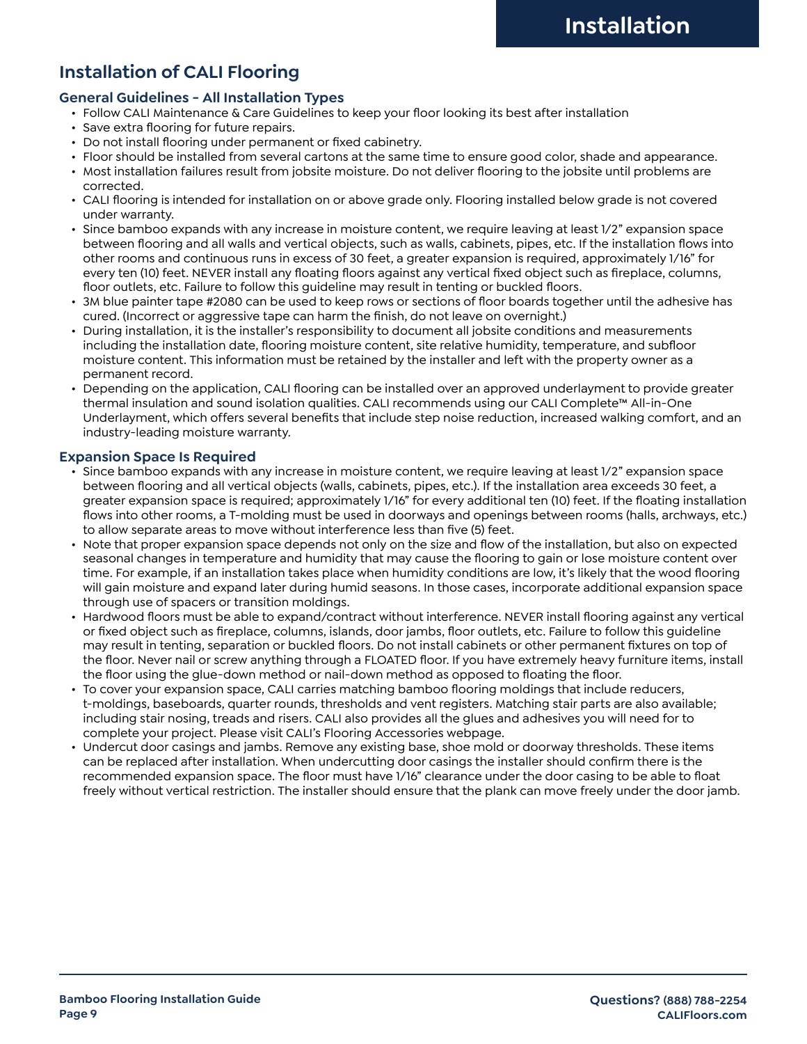# Installation of CALI Flooring

## General Guidelines – All Installation Types

- Follow CALI Maintenance & Care Guidelines to keep your floor looking its best after installation
- Save extra flooring for future repairs.
- Do not install flooring under permanent or fixed cabinetry.
- Floor should be installed from several cartons at the same time to ensure good color, shade and appearance.
- Most installation failures result from jobsite moisture. Do not deliver flooring to the jobsite until problems are corrected.
- CALI flooring is intended for installation on or above grade only. Flooring installed below grade is not covered under warranty.
- Since bamboo expands with any increase in moisture content, we require leaving at least 1/2" expansion space between flooring and all walls and vertical objects, such as walls, cabinets, pipes, etc. If the installation flows into other rooms and continuous runs in excess of 30 feet, a greater expansion is required, approximately 1/16" for every ten (10) feet. NEVER install any floating floors against any vertical fixed object such as fireplace, columns, floor outlets, etc. Failure to follow this guideline may result in tenting or buckled floors.
- 3M blue painter tape #2080 can be used to keep rows or sections of floor boards together until the adhesive has cured. (Incorrect or aggressive tape can harm the finish, do not leave on overnight.)
- During installation, it is the installer's responsibility to document all jobsite conditions and measurements including the installation date, flooring moisture content, site relative humidity, temperature, and subfloor moisture content. This information must be retained by the installer and left with the property owner as a permanent record.
- Depending on the application, CALI flooring can be installed over an approved underlayment to provide greater thermal insulation and sound isolation qualities. CALI recommends using our CALI Complete™ All-in-One Underlayment, which offers several benefits that include step noise reduction, increased walking comfort, and an industry-leading moisture warranty.

## Expansion Space Is Required

- Since bamboo expands with any increase in moisture content, we require leaving at least 1/2" expansion space between flooring and all vertical objects (walls, cabinets, pipes, etc.). If the installation area exceeds 30 feet, a greater expansion space is required; approximately 1/16" for every additional ten (10) feet. If the floating installation flows into other rooms, a T-molding must be used in doorways and openings between rooms (halls, archways, etc.) to allow separate areas to move without interference less than five (5) feet.
- Note that proper expansion space depends not only on the size and flow of the installation, but also on expected seasonal changes in temperature and humidity that may cause the flooring to gain or lose moisture content over time. For example, if an installation takes place when humidity conditions are low, it's likely that the wood flooring will gain moisture and expand later during humid seasons. In those cases, incorporate additional expansion space through use of spacers or transition moldings.
- Hardwood floors must be able to expand/contract without interference. NEVER install flooring against any vertical or fixed object such as fireplace, columns, islands, door jambs, floor outlets, etc. Failure to follow this guideline may result in tenting, separation or buckled floors. Do not install cabinets or other permanent fixtures on top of the floor. Never nail or screw anything through a FLOATED floor. If you have extremely heavy furniture items, install the floor using the glue-down method or nail-down method as opposed to floating the floor.
- To cover your expansion space, CALI carries matching bamboo flooring moldings that include reducers, t-moldings, baseboards, quarter rounds, thresholds and vent registers. Matching stair parts are also available; including stair nosing, treads and risers. CALI also provides all the glues and adhesives you will need for to complete your project. Please visit CALI's Flooring Accessories webpage.
- Undercut door casings and jambs. Remove any existing base, shoe mold or doorway thresholds. These items can be replaced after installation. When undercutting door casings the installer should confirm there is the recommended expansion space. The floor must have 1/16" clearance under the door casing to be able to float freely without vertical restriction. The installer should ensure that the plank can move freely under the door jamb.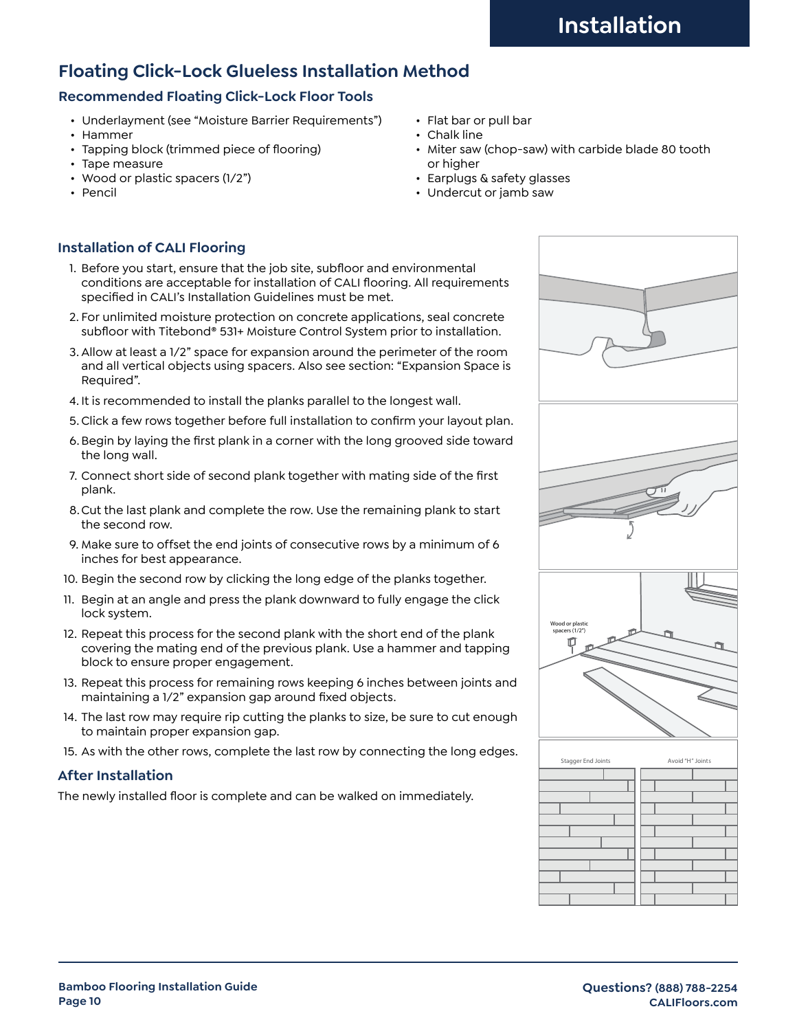# Installation

## Floating Click-Lock Glueless Installation Method

### Recommended Floating Click-Lock Floor Tools

- Underlayment (see "Moisture Barrier Requirements")
- Hammer
- Tapping block (trimmed piece of flooring)
- Tape measure
- Wood or plastic spacers (1/2")
- Pencil
- Flat bar or pull bar
- Chalk line
- Miter saw (chop-saw) with carbide blade 80 tooth or higher
- Earplugs & safety glasses
- Undercut or jamb saw

### Installation of CALI Flooring

1. Before you start, ensure that the job site, subfloor and environmental conditions are acceptable for installation of CALI flooring. All requirements specified in CALI's Installation Guidelines must be met.
2. For unlimited moisture protection on concrete applications, seal concrete subfloor with Titebond® 531+ Moisture Control System prior to installation.
3. Allow at least a 1/2" space for expansion around the perimeter of the room and all vertical objects using spacers. Also see section: "Expansion Space is Required".
4. It is recommended to install the planks parallel to the longest wall.
5. Click a few rows together before full installation to confirm your layout plan.
6. Begin by laying the first plank in a corner with the long grooved side toward the long wall.
7. Connect short side of second plank together with mating side of the first plank.
8. Cut the last plank and complete the row. Use the remaining plank to start the second row.
9. Make sure to offset the end joints of consecutive rows by a minimum of 6 inches for best appearance.
10. Begin the second row by clicking the long edge of the planks together.
11. Begin at an angle and press the plank downward to fully engage the click lock system.
12. Repeat this process for the second plank with the short end of the plank covering the mating end of the previous plank. Use a hammer and tapping block to ensure proper engagement.
13. Repeat this process for remaining rows keeping 6 inches between joints and maintaining a 1/2" expansion gap around fixed objects.
14. The last row may require rip cutting the planks to size, be sure to cut enough to maintain proper expansion gap.
15. As with the other rows, complete the last row by connecting the long edges.

### After Installation

The newly installed floor is complete and can be walked on immediately.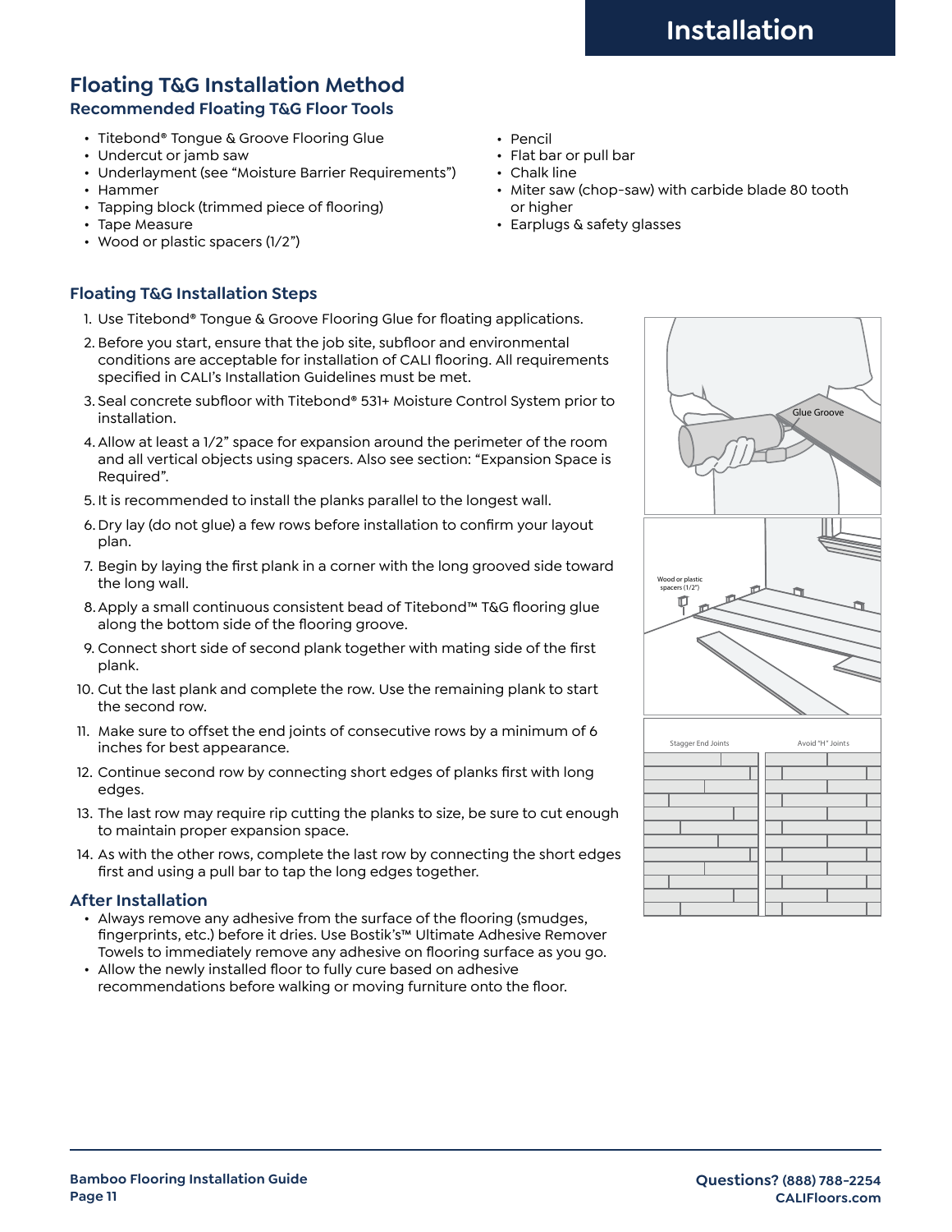# Installation

## Floating T&G Installation Method

### Recommended Floating T&G Floor Tools

- Titebond® Tongue & Groove Flooring Glue
- Undercut or jamb saw
- Underlayment (see "Moisture Barrier Requirements")
- Hammer
- Tapping block (trimmed piece of flooring)
- Tape Measure
- Wood or plastic spacers (1/2")
- Pencil
- Flat bar or pull bar
- Chalk line
- Miter saw (chop-saw) with carbide blade 80 tooth or higher
- Earplugs & safety glasses

### Floating T&G Installation Steps

1. Use Titebond® Tongue & Groove Flooring Glue for floating applications.
2. Before you start, ensure that the job site, subfloor and environmental conditions are acceptable for installation of CALI flooring. All requirements specified in CALI's Installation Guidelines must be met.
3. Seal concrete subfloor with Titebond® 531+ Moisture Control System prior to installation.
4. Allow at least a 1/2" space for expansion around the perimeter of the room and all vertical objects using spacers. Also see section: "Expansion Space is Required".
5. It is recommended to install the planks parallel to the longest wall.
6. Dry lay (do not glue) a few rows before installation to confirm your layout plan.
7. Begin by laying the first plank in a corner with the long grooved side toward the long wall.
8. Apply a small continuous consistent bead of Titebond™ T&G flooring glue along the bottom side of the flooring groove.
9. Connect short side of second plank together with mating side of the first plank.
10. Cut the last plank and complete the row. Use the remaining plank to start the second row.
11. Make sure to offset the end joints of consecutive rows by a minimum of 6 inches for best appearance.
12. Continue second row by connecting short edges of planks first with long edges.
13. The last row may require rip cutting the planks to size, be sure to cut enough to maintain proper expansion space.
14. As with the other rows, complete the last row by connecting the short edges first and using a pull bar to tap the long edges together.

Glue Groove

Wood or plastic spacers (1/2")

Stagger End Joints

Avoid "H" Joints

### After Installation

- Always remove any adhesive from the surface of the flooring (smudges, fingerprints, etc.) before it dries. Use Bostik's™ Ultimate Adhesive Remover Towels to immediately remove any adhesive on flooring surface as you go.
- Allow the newly installed floor to fully cure based on adhesive recommendations before walking or moving furniture onto the floor.

Questions? (888) 788-2254
CALIFloors.com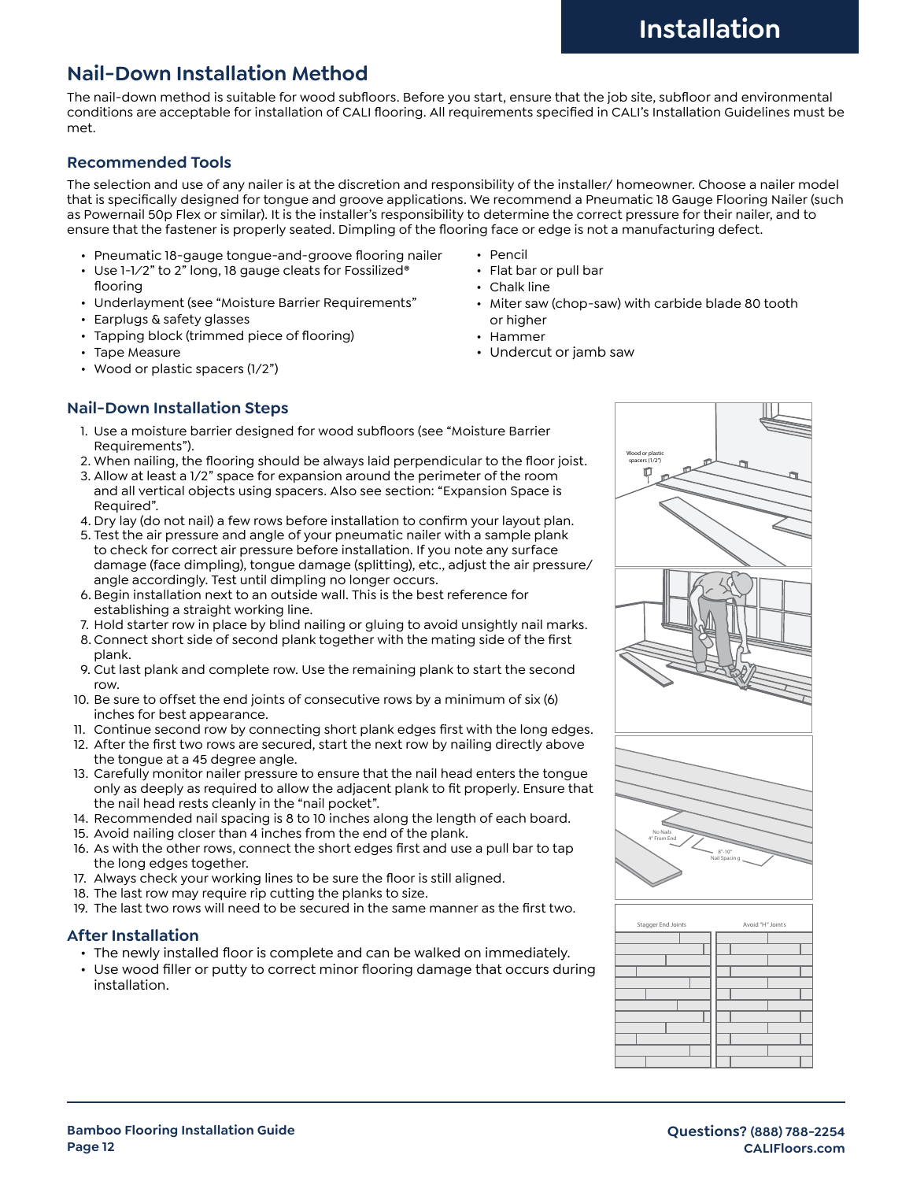## Nail-Down Installation Method

The nail-down method is suitable for wood subfloors. Before you start, ensure that the job site, subfloor and environmental conditions are acceptable for installation of CALI flooring. All requirements specified in CALI's Installation Guidelines must be met.

### Recommended Tools

The selection and use of any nailer is at the discretion and responsibility of the installer/ homeowner. Choose a nailer model that is specifically designed for tongue and groove applications. We recommend a Pneumatic 18 Gauge Flooring Nailer (such as Powernail 50p Flex or similar). It is the installer's responsibility to determine the correct pressure for their nailer, and to ensure that the fastener is properly seated. Dimpling of the flooring face or edge is not a manufacturing defect.

- Pneumatic 18-gauge tongue-and-groove flooring nailer
- Use 1-1⁄2" to 2" long, 18 gauge cleats for Fossilized® flooring
- Underlayment (see "Moisture Barrier Requirements"
- Earplugs & safety glasses
- Tapping block (trimmed piece of flooring)
- Tape Measure
- Wood or plastic spacers (1/2")
- Pencil
- Flat bar or pull bar
- Chalk line
- Miter saw (chop-saw) with carbide blade 80 tooth or higher
- Hammer
- Undercut or jamb saw

### Nail-Down Installation Steps

1. Use a moisture barrier designed for wood subfloors (see "Moisture Barrier Requirements").
2. When nailing, the flooring should be always laid perpendicular to the floor joist.
3. Allow at least a 1/2" space for expansion around the perimeter of the room and all vertical objects using spacers. Also see section: "Expansion Space is Required".
4. Dry lay (do not nail) a few rows before installation to confirm your layout plan.
5. Test the air pressure and angle of your pneumatic nailer with a sample plank to check for correct air pressure before installation. If you note any surface damage (face dimpling), tongue damage (splitting), etc., adjust the air pressure/ angle accordingly. Test until dimpling no longer occurs.
6. Begin installation next to an outside wall. This is the best reference for establishing a straight working line.
7. Hold starter row in place by blind nailing or gluing to avoid unsightly nail marks.
8. Connect short side of second plank together with the mating side of the first plank.
9. Cut last plank and complete row. Use the remaining plank to start the second row.
10. Be sure to offset the end joints of consecutive rows by a minimum of six (6) inches for best appearance.
11. Continue second row by connecting short plank edges first with the long edges.
12. After the first two rows are secured, start the next row by nailing directly above the tongue at a 45 degree angle.
13. Carefully monitor nailer pressure to ensure that the nail head enters the tongue only as deeply as required to allow the adjacent plank to fit properly. Ensure that the nail head rests cleanly in the "nail pocket".
14. Recommended nail spacing is 8 to 10 inches along the length of each board.
15. Avoid nailing closer than 4 inches from the end of the plank.
16. As with the other rows, connect the short edges first and use a pull bar to tap the long edges together.
17. Always check your working lines to be sure the floor is still aligned.
18. The last row may require rip cutting the planks to size.
19. The last two rows will need to be secured in the same manner as the first two.

Wood or plastic spacers (1/2")

No Nails 4" From End

8"-10" Nail Spacing

Stagger End Joints

Avoid "H" Joints

### After Installation

- The newly installed floor is complete and can be walked on immediately.
- Use wood filler or putty to correct minor flooring damage that occurs during installation.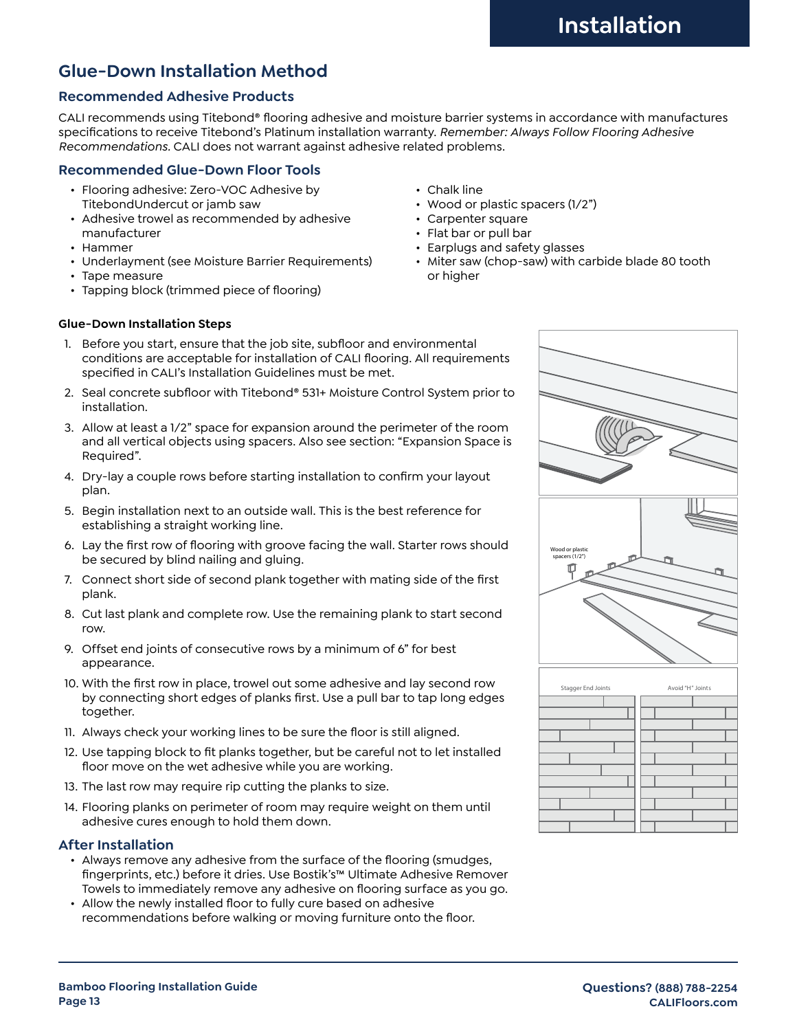# Installation

## Glue-Down Installation Method

### Recommended Adhesive Products

CALI recommends using Titebond® flooring adhesive and moisture barrier systems in accordance with manufactures specifications to receive Titebond's Platinum installation warranty. *Remember: Always Follow Flooring Adhesive Recommendations.* CALI does not warrant against adhesive related problems.

### Recommended Glue-Down Floor Tools

- Flooring adhesive: Zero-VOC Adhesive by TitebondUndercut or jamb saw
- Adhesive trowel as recommended by adhesive manufacturer
- Hammer
- Underlayment (see Moisture Barrier Requirements)
- Tape measure
- Tapping block (trimmed piece of flooring)
- Chalk line
- Wood or plastic spacers (1/2")
- Carpenter square
- Flat bar or pull bar
- Earplugs and safety glasses
- Miter saw (chop-saw) with carbide blade 80 tooth or higher

**Glue-Down Installation Steps**

1. Before you start, ensure that the job site, subfloor and environmental conditions are acceptable for installation of CALI flooring. All requirements specified in CALI's Installation Guidelines must be met.
2. Seal concrete subfloor with Titebond® 531+ Moisture Control System prior to installation.
3. Allow at least a 1/2" space for expansion around the perimeter of the room and all vertical objects using spacers. Also see section: "Expansion Space is Required".
4. Dry-lay a couple rows before starting installation to confirm your layout plan.
5. Begin installation next to an outside wall. This is the best reference for establishing a straight working line.
6. Lay the first row of flooring with groove facing the wall. Starter rows should be secured by blind nailing and gluing.
7. Connect short side of second plank together with mating side of the first plank.
8. Cut last plank and complete row. Use the remaining plank to start second row.
9. Offset end joints of consecutive rows by a minimum of 6" for best appearance.
10. With the first row in place, trowel out some adhesive and lay second row by connecting short edges of planks first. Use a pull bar to tap long edges together.
11. Always check your working lines to be sure the floor is still aligned.
12. Use tapping block to fit planks together, but be careful not to let installed floor move on the wet adhesive while you are working.
13. The last row may require rip cutting the planks to size.
14. Flooring planks on perimeter of room may require weight on them until adhesive cures enough to hold them down.

Wood or plastic spacers (1/2")

Stagger End Joints | Avoid "H" Joints

### After Installation

- Always remove any adhesive from the surface of the flooring (smudges, fingerprints, etc.) before it dries. Use Bostik's™ Ultimate Adhesive Remover Towels to immediately remove any adhesive on flooring surface as you go.
- Allow the newly installed floor to fully cure based on adhesive recommendations before walking or moving furniture onto the floor.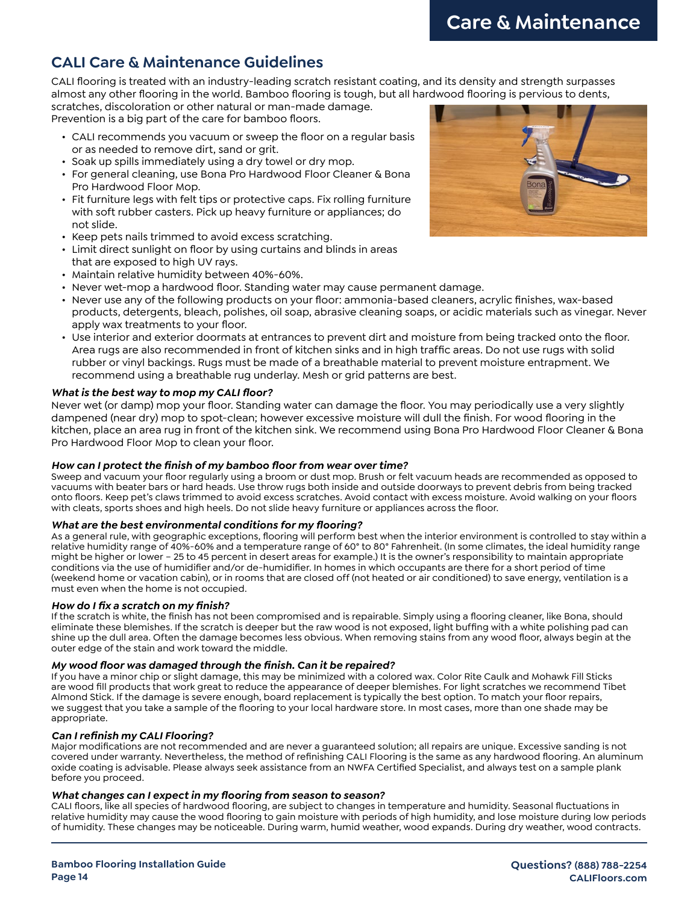# Care & Maintenance

## CALI Care & Maintenance Guidelines

CALI flooring is treated with an industry-leading scratch resistant coating, and its density and strength surpasses almost any other flooring in the world. Bamboo flooring is tough, but all hardwood flooring is pervious to dents, scratches, discoloration or other natural or man-made damage.
Prevention is a big part of the care for bamboo floors.

- CALI recommends you vacuum or sweep the floor on a regular basis or as needed to remove dirt, sand or grit.
- Soak up spills immediately using a dry towel or dry mop.
- For general cleaning, use Bona Pro Hardwood Floor Cleaner & Bona Pro Hardwood Floor Mop.
- Fit furniture legs with felt tips or protective caps. Fix rolling furniture with soft rubber casters. Pick up heavy furniture or appliances; do not slide.
- Keep pets nails trimmed to avoid excess scratching.
- Limit direct sunlight on floor by using curtains and blinds in areas that are exposed to high UV rays.
- Maintain relative humidity between 40%-60%.
- Never wet-mop a hardwood floor. Standing water may cause permanent damage.
- Never use any of the following products on your floor: ammonia-based cleaners, acrylic finishes, wax-based products, detergents, bleach, polishes, oil soap, abrasive cleaning soaps, or acidic materials such as vinegar. Never apply wax treatments to your floor.
- Use interior and exterior doormats at entrances to prevent dirt and moisture from being tracked onto the floor. Area rugs are also recommended in front of kitchen sinks and in high traffic areas. Do not use rugs with solid rubber or vinyl backings. Rugs must be made of a breathable material to prevent moisture entrapment. We recommend using a breathable rug underlay. Mesh or grid patterns are best.

***What is the best way to mop my CALI floor?***

Never wet (or damp) mop your floor. Standing water can damage the floor. You may periodically use a very slightly dampened (near dry) mop to spot-clean; however excessive moisture will dull the finish. For wood flooring in the kitchen, place an area rug in front of the kitchen sink. We recommend using Bona Pro Hardwood Floor Cleaner & Bona Pro Hardwood Floor Mop to clean your floor.

***How can I protect the finish of my bamboo floor from wear over time?***

Sweep and vacuum your floor regularly using a broom or dust mop. Brush or felt vacuum heads are recommended as opposed to vacuums with beater bars or hard heads. Use throw rugs both inside and outside doorways to prevent debris from being tracked onto floors. Keep pet's claws trimmed to avoid excess scratches. Avoid contact with excess moisture. Avoid walking on your floors with cleats, sports shoes and high heels. Do not slide heavy furniture or appliances across the floor.

***What are the best environmental conditions for my flooring?***

As a general rule, with geographic exceptions, flooring will perform best when the interior environment is controlled to stay within a relative humidity range of 40%-60% and a temperature range of 60° to 80° Fahrenheit. (In some climates, the ideal humidity range might be higher or lower – 25 to 45 percent in desert areas for example.) It is the owner's responsibility to maintain appropriate conditions via the use of humidifier and/or de-humidifier. In homes in which occupants are there for a short period of time (weekend home or vacation cabin), or in rooms that are closed off (not heated or air conditioned) to save energy, ventilation is a must even when the home is not occupied.

***How do I fix a scratch on my finish?***

If the scratch is white, the finish has not been compromised and is repairable. Simply using a flooring cleaner, like Bona, should eliminate these blemishes. If the scratch is deeper but the raw wood is not exposed, light buffing with a white polishing pad can shine up the dull area. Often the damage becomes less obvious. When removing stains from any wood floor, always begin at the outer edge of the stain and work toward the middle.

***My wood floor was damaged through the finish. Can it be repaired?***

If you have a minor chip or slight damage, this may be minimized with a colored wax. Color Rite Caulk and Mohawk Fill Sticks are wood fill products that work great to reduce the appearance of deeper blemishes. For light scratches we recommend Tibet Almond Stick. If the damage is severe enough, board replacement is typically the best option. To match your floor repairs, we suggest that you take a sample of the flooring to your local hardware store. In most cases, more than one shade may be appropriate.

***Can I refinish my CALI Flooring?***

Major modifications are not recommended and are never a guaranteed solution; all repairs are unique. Excessive sanding is not covered under warranty. Nevertheless, the method of refinishing CALI Flooring is the same as any hardwood flooring. An aluminum oxide coating is advisable. Please always seek assistance from an NWFA Certified Specialist, and always test on a sample plank before you proceed.

***What changes can I expect in my flooring from season to season?***

CALI floors, like all species of hardwood flooring, are subject to changes in temperature and humidity. Seasonal fluctuations in relative humidity may cause the wood flooring to gain moisture with periods of high humidity, and lose moisture during low periods of humidity. These changes may be noticeable. During warm, humid weather, wood expands. During dry weather, wood contracts.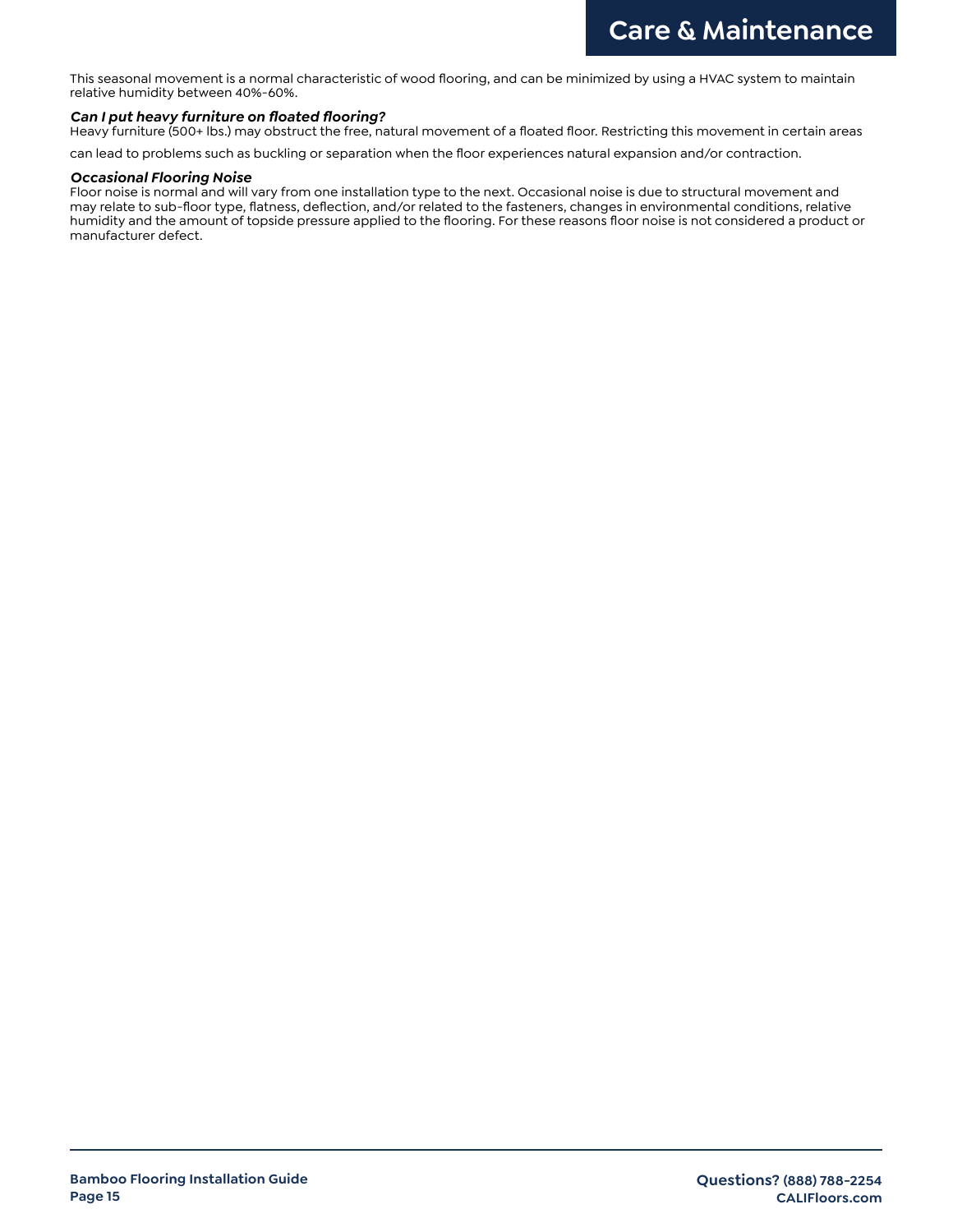This seasonal movement is a normal characteristic of wood flooring, and can be minimized by using a HVAC system to maintain relative humidity between 40%-60%.

***Can I put heavy furniture on floated flooring?***

Heavy furniture (500+ lbs.) may obstruct the free, natural movement of a floated floor. Restricting this movement in certain areas can lead to problems such as buckling or separation when the floor experiences natural expansion and/or contraction.

***Occasional Flooring Noise***

Floor noise is normal and will vary from one installation type to the next. Occasional noise is due to structural movement and may relate to sub-floor type, flatness, deflection, and/or related to the fasteners, changes in environmental conditions, relative humidity and the amount of topside pressure applied to the flooring. For these reasons floor noise is not considered a product or manufacturer defect.